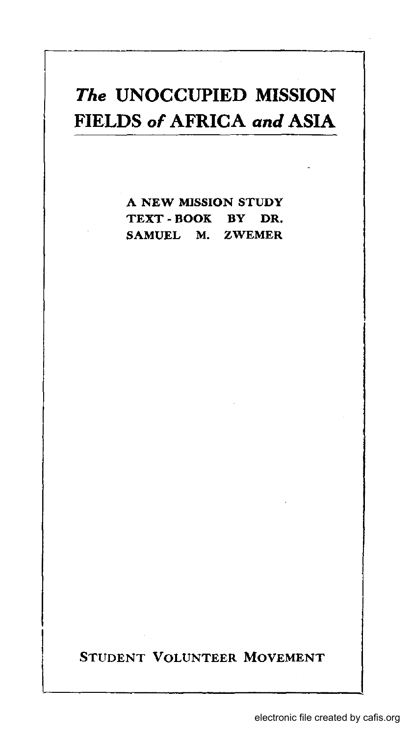# *The* UNOCCUPIED MISSION FIELDS *of* AFRICA *and* ASIA

A NEW MISSION STUDY TEXT - BOOK BY DR. SAMUEL M. ZWEMER

STUDENT VOLUNTEER MOVEMENT

electronic file created by cafis.org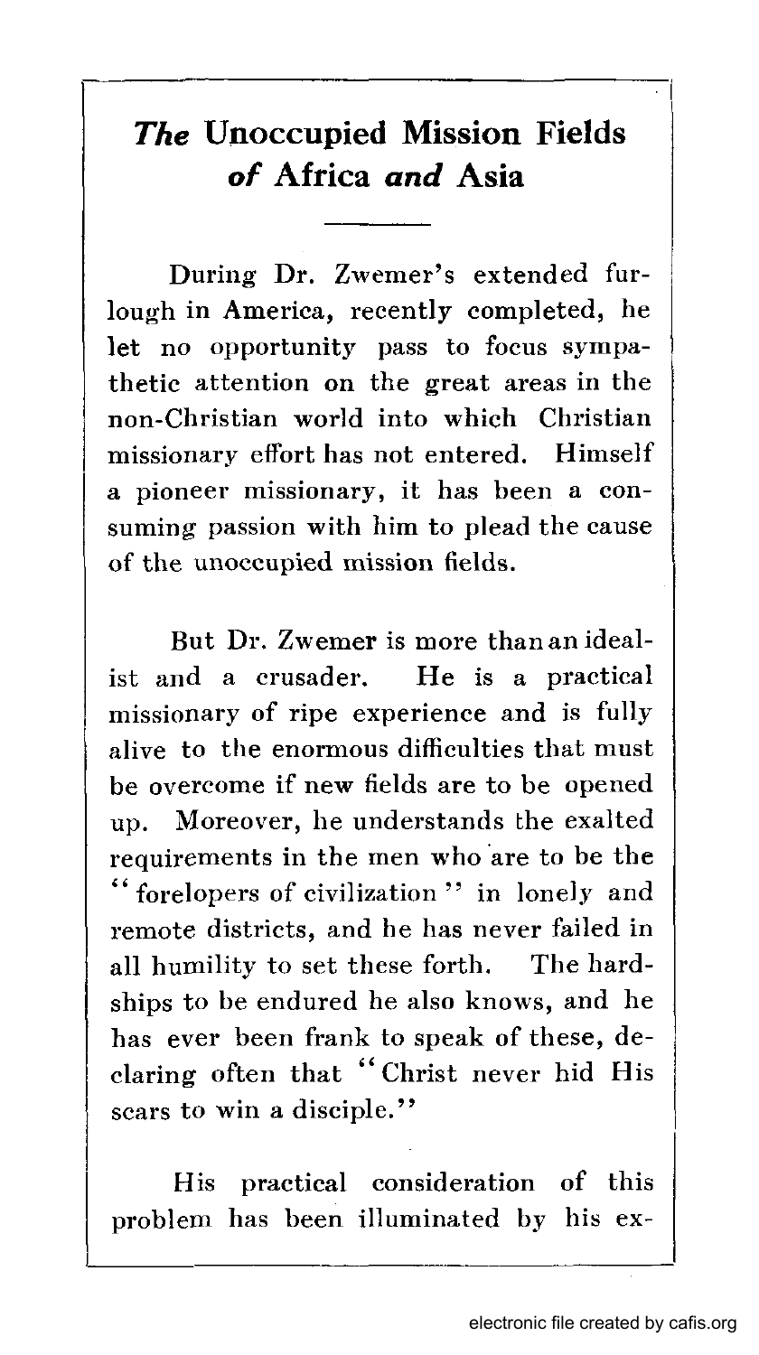# *The* Unoccupied Mission Fields *of* Africa *and* Asia

During Dr. Zwemer's extended furlough in America, recently completed, he let no opportunity pass to focus sympathetic attention on the great areas in the non-Christian world into which Christian missionary effort has not entered. Himself a pioneer missionary, it has been a consuming passion with him to plead the cause of the unoccupied mission fields.

But Dr. Zwemer is more than an idealist and a crusader. He is a practical missionary of ripe experience and is fully alive to the enormous difficulties that must be overcome if new fields are to be opened up. Moreover, he understands the exalted requirements in the men who are to be the "forelopers of civilization" in lonely and remote districts, and he has never failed in all humility to set these forth. The hardships to be endured he also knows, and he has ever been frank to speak of these, declaring often that "Christ never hid His scars to win a disciple."

His practical consideration of this problem has been illuminated by his ex-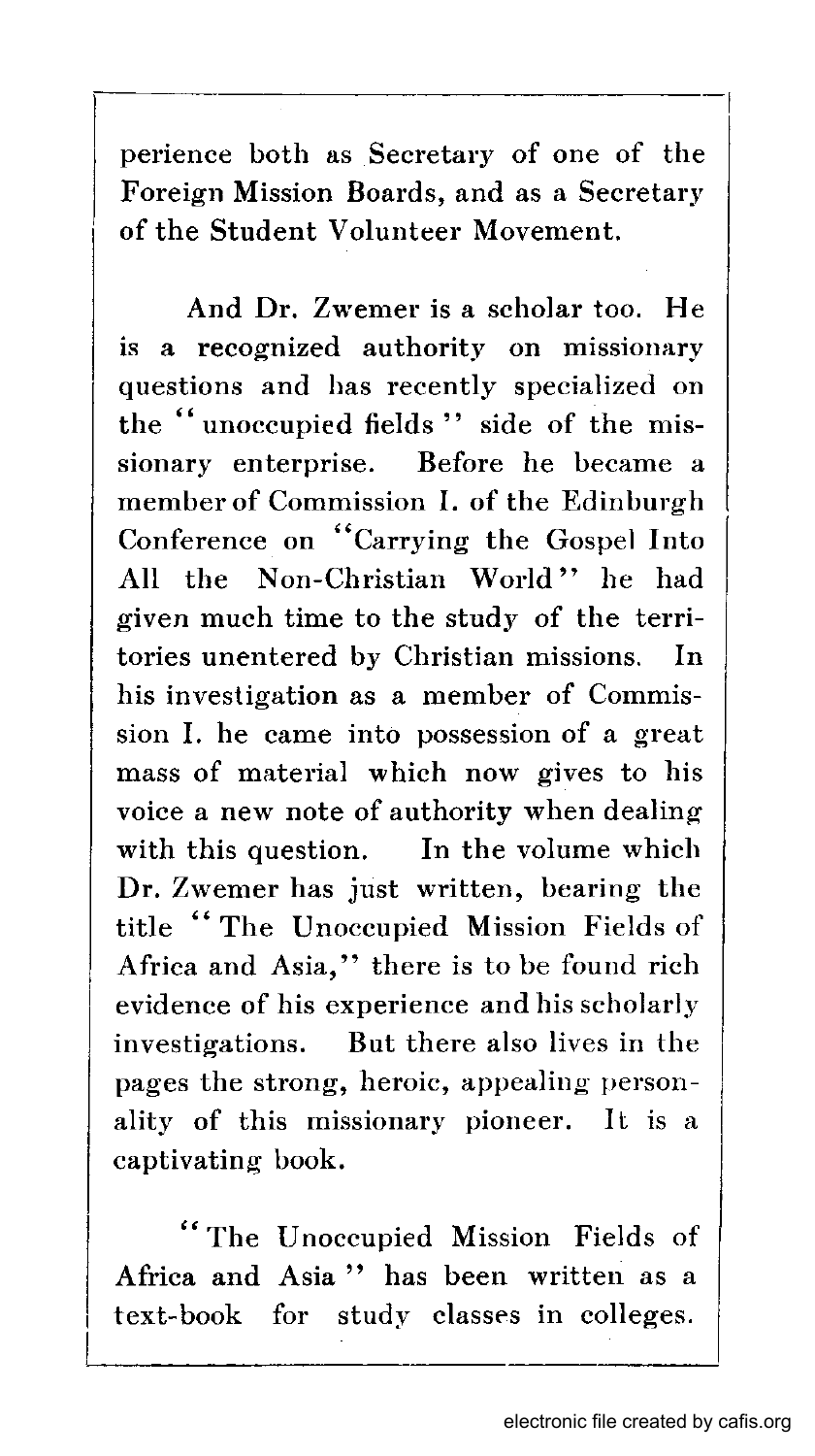perience both as Secretary of one of the Foreign Mission Boards, and as a Secretary of the Student Volunteer Movement.

And Dr. Zwemer is a scholar too. He is a recognized authority on missionary questions and has recently specialized on the "unoccupied fields" side of the missionary enterprise. Before he became a member of Commission I. of the Edinburgh Conference on "Carrying the Gospel Into All the Non-Christian World" he had given much time to the study of the territories unentered by Christian missions. In his investigation as a member of Commission I. he came into possession of a great mass of material which now gives to his voice a new note of authority when dealing with this question. In the volume which Dr. Zwemer has just written, bearing the title "The Unoccupied Mission Fields of Africa and Asia," there is to be found rich evidence of his experience and his scholarly investigations. But there also lives in the pages the strong, heroic, appealing personality of this missionary pioneer. It is a captivating book.

"The Unoccupied Mission Fields of Africa and Asia" has been written as a text-book for study classes in colleges.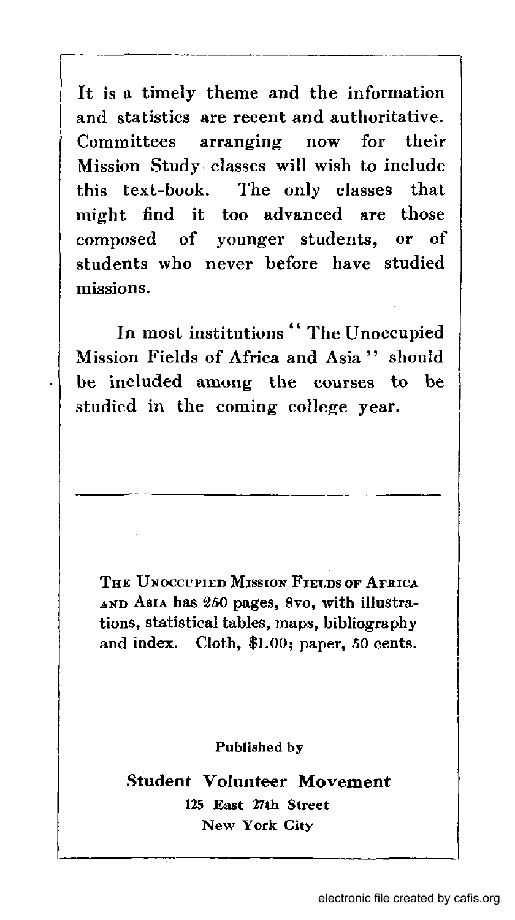It is a timely theme and the information and statistics are recent and authoritative. Committees arranging now for their Mission Study classes will wish to include this text-book. The only classes that might find it too advanced are those composed of younger students, or of students who never before have studied missions.

In most institutions "The Unoccupied Mission Fields of Africa and Asia" should be included among the courses to be studied in the coming college year.

---

The Unoccupied Mission Fields of Africa and Asia has 250 pages, 8vo, with illustrations, statistical tables, maps, bibliography and index. Cloth, $1.00; paper, 50 cents.

Published by

**Student Volunteer Movement**
125 East 27th Street
New York City

electronic file created by cafis.org